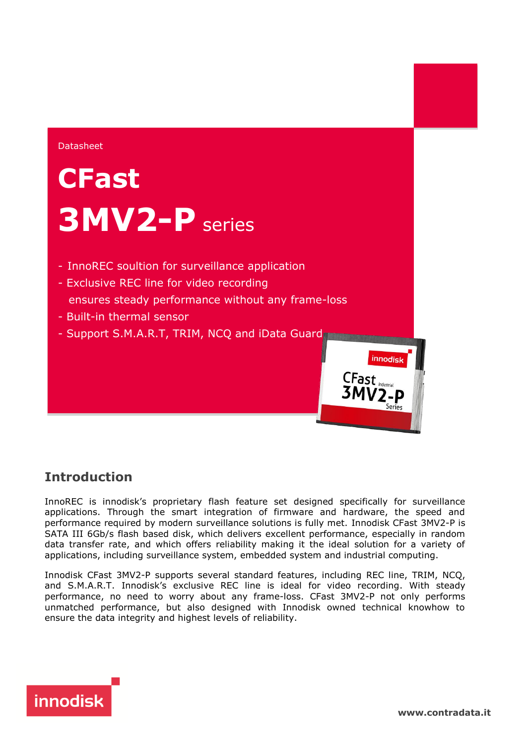Datasheet

# CFast 3MV2-P series

- InnoREC soultion for surveillance application
- Exclusive REC line for video recording ensures steady performance without any frame-loss
- Built-in thermal sensor
- Support S.M.A.R.T, TRIM, NCQ and iData Guard

## Introduction

InnoREC is innodisk's proprietary flash feature set designed specifically for surveillance applications. Through the smart integration of firmware and hardware, the speed and performance required by modern surveillance solutions is fully met. Innodisk CFast 3MV2-P is SATA III 6Gb/s flash based disk, which delivers excellent performance, especially in random data transfer rate, and which offers reliability making it the ideal solution for a variety of applications, including surveillance system, embedded system and industrial computing.

Innodisk CFast 3MV2-P supports several standard features, including REC line, TRIM, NCQ, and S.M.A.R.T. Innodisk's exclusive REC line is ideal for video recording. With steady performance, no need to worry about any frame-loss. CFast 3MV2-P not only performs unmatched performance, but also designed with Innodisk owned technical knowhow to ensure the data integrity and highest levels of reliability.

www.contradata.it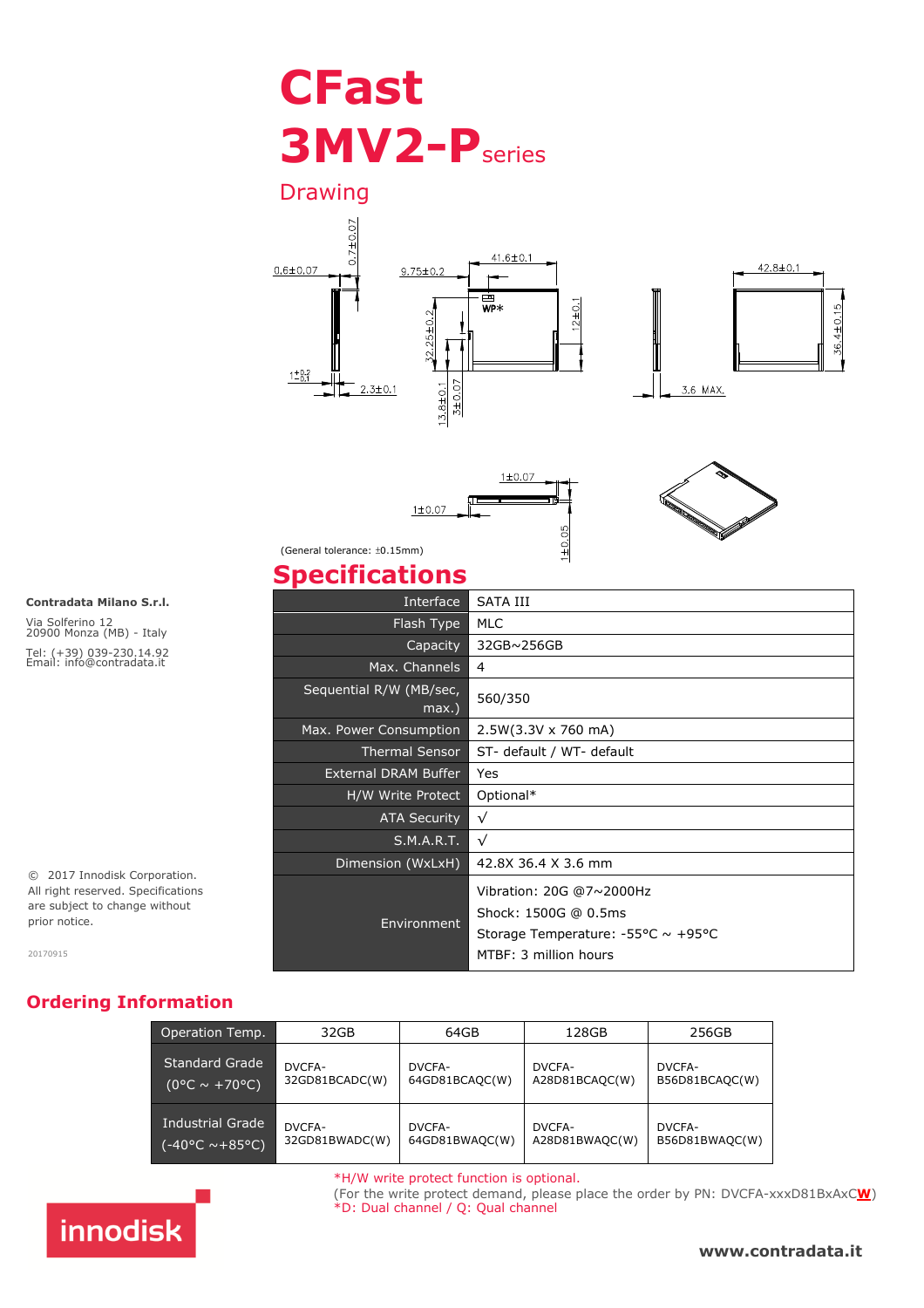# CFast

# 3MV2-P series

## Drawing

0.6±0.07
0.7±0.07
9.75±0.2
41.6±0.1
WP*
12±0.1
32.25±0.2
1±0.2/0.1
2.3±0.1
13.8±0.1
3±0.07
3.6 MAX.
42.8±0.1
36.4±0.15
1±0.07
1±0.07
1±0.05

(General tolerance: ±0.15mm)

## Specifications

| | |
|---|---|
| Interface | SATA III |
| Flash Type | MLC |
| Capacity | 32GB~256GB |
| Max. Channels | 4 |
| Sequential R/W (MB/sec, max.) | 560/350 |
| Max. Power Consumption | 2.5W(3.3V x 760 mA) |
| Thermal Sensor | ST- default / WT- default |
| External DRAM Buffer | Yes |
| H/W Write Protect | Optional* |
| ATA Security | √ |
| S.M.A.R.T. | √ |
| Dimension (WxLxH) | 42.8X 36.4 X 3.6 mm |
| Environment | Vibration: 20G @7~2000Hz<br>Shock: 1500G @ 0.5ms<br>Storage Temperature: -55°C ~ +95°C<br>MTBF: 3 million hours |

**Contradata Milano S.r.l.**

Via Solferino 12
20900 Monza (MB) - Italy

Tel: (+39) 039-230.14.92
Email: info@contradata.it

© 2017 Innodisk Corporation. All right reserved. Specifications are subject to change without prior notice.

20170915

## Ordering Information

| Operation Temp. | 32GB | 64GB | 128GB | 256GB |
|---|---|---|---|---|
| Standard Grade (0°C ~ +70°C) | DVCFA-32GD81BCADC(W) | DVCFA-64GD81BCAQC(W) | DVCFA-A28D81BCAQC(W) | DVCFA-B56D81BCAQC(W) |
| Industrial Grade (-40°C ~+85°C) | DVCFA-32GD81BWADC(W) | DVCFA-64GD81BWAQC(W) | DVCFA-A28D81BWAQC(W) | DVCFA-B56D81BWAQC(W) |

*H/W write protect function is optional.
(For the write protect demand, please place the order by PN: DVCFA-xxxD81BxAxC**W**)
*D: Dual channel / Q: Qual channel

innodisk

www.contradata.it